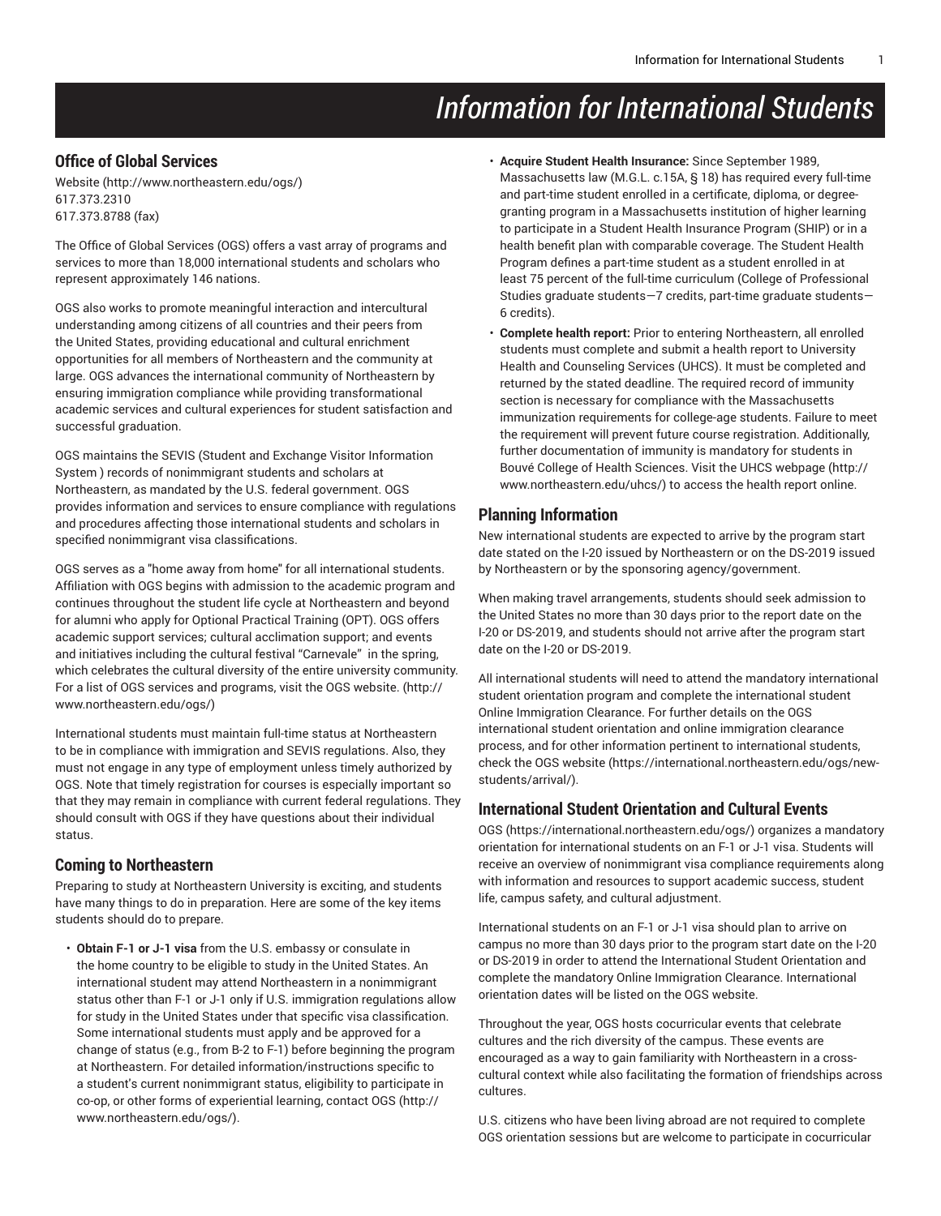# Information for International Students

## Office of Global Services

Website (http://www.northeastern.edu/ogs/)
617.373.2310
617.373.8788 (fax)

The Office of Global Services (OGS) offers a vast array of programs and services to more than 18,000 international students and scholars who represent approximately 146 nations.

OGS also works to promote meaningful interaction and intercultural understanding among citizens of all countries and their peers from the United States, providing educational and cultural enrichment opportunities for all members of Northeastern and the community at large. OGS advances the international community of Northeastern by ensuring immigration compliance while providing transformational academic services and cultural experiences for student satisfaction and successful graduation.

OGS maintains the SEVIS (Student and Exchange Visitor Information System ) records of nonimmigrant students and scholars at Northeastern, as mandated by the U.S. federal government. OGS provides information and services to ensure compliance with regulations and procedures affecting those international students and scholars in specified nonimmigrant visa classifications.

OGS serves as a "home away from home" for all international students. Affiliation with OGS begins with admission to the academic program and continues throughout the student life cycle at Northeastern and beyond for alumni who apply for Optional Practical Training (OPT). OGS offers academic support services; cultural acclimation support; and events and initiatives including the cultural festival "Carnevale" in the spring, which celebrates the cultural diversity of the entire university community. For a list of OGS services and programs, visit the OGS website. (http://www.northeastern.edu/ogs/)

International students must maintain full-time status at Northeastern to be in compliance with immigration and SEVIS regulations. Also, they must not engage in any type of employment unless timely authorized by OGS. Note that timely registration for courses is especially important so that they may remain in compliance with current federal regulations. They should consult with OGS if they have questions about their individual status.

## Coming to Northeastern

Preparing to study at Northeastern University is exciting, and students have many things to do in preparation. Here are some of the key items students should do to prepare.

- **Obtain F-1 or J-1 visa** from the U.S. embassy or consulate in the home country to be eligible to study in the United States. An international student may attend Northeastern in a nonimmigrant status other than F-1 or J-1 only if U.S. immigration regulations allow for study in the United States under that specific visa classification. Some international students must apply and be approved for a change of status (e.g., from B-2 to F-1) before beginning the program at Northeastern. For detailed information/instructions specific to a student's current nonimmigrant status, eligibility to participate in co-op, or other forms of experiential learning, contact OGS (http://www.northeastern.edu/ogs/).
- **Acquire Student Health Insurance:** Since September 1989, Massachusetts law (M.G.L. c.15A, § 18) has required every full-time and part-time student enrolled in a certificate, diploma, or degree-granting program in a Massachusetts institution of higher learning to participate in a Student Health Insurance Program (SHIP) or in a health benefit plan with comparable coverage. The Student Health Program defines a part-time student as a student enrolled in at least 75 percent of the full-time curriculum (College of Professional Studies graduate students—7 credits, part-time graduate students—6 credits).
- **Complete health report:** Prior to entering Northeastern, all enrolled students must complete and submit a health report to University Health and Counseling Services (UHCS). It must be completed and returned by the stated deadline. The required record of immunity section is necessary for compliance with the Massachusetts immunization requirements for college-age students. Failure to meet the requirement will prevent future course registration. Additionally, further documentation of immunity is mandatory for students in Bouvé College of Health Sciences. Visit the UHCS webpage (http://www.northeastern.edu/uhcs/) to access the health report online.

## Planning Information

New international students are expected to arrive by the program start date stated on the I-20 issued by Northeastern or on the DS-2019 issued by Northeastern or by the sponsoring agency/government.

When making travel arrangements, students should seek admission to the United States no more than 30 days prior to the report date on the I-20 or DS-2019, and students should not arrive after the program start date on the I-20 or DS-2019.

All international students will need to attend the mandatory international student orientation program and complete the international student Online Immigration Clearance. For further details on the OGS international student orientation and online immigration clearance process, and for other information pertinent to international students, check the OGS website (https://international.northeastern.edu/ogs/new-students/arrival/).

## International Student Orientation and Cultural Events

OGS (https://international.northeastern.edu/ogs/) organizes a mandatory orientation for international students on an F-1 or J-1 visa. Students will receive an overview of nonimmigrant visa compliance requirements along with information and resources to support academic success, student life, campus safety, and cultural adjustment.

International students on an F-1 or J-1 visa should plan to arrive on campus no more than 30 days prior to the program start date on the I-20 or DS-2019 in order to attend the International Student Orientation and complete the mandatory Online Immigration Clearance. International orientation dates will be listed on the OGS website.

Throughout the year, OGS hosts cocurricular events that celebrate cultures and the rich diversity of the campus. These events are encouraged as a way to gain familiarity with Northeastern in a cross-cultural context while also facilitating the formation of friendships across cultures.

U.S. citizens who have been living abroad are not required to complete OGS orientation sessions but are welcome to participate in cocurricular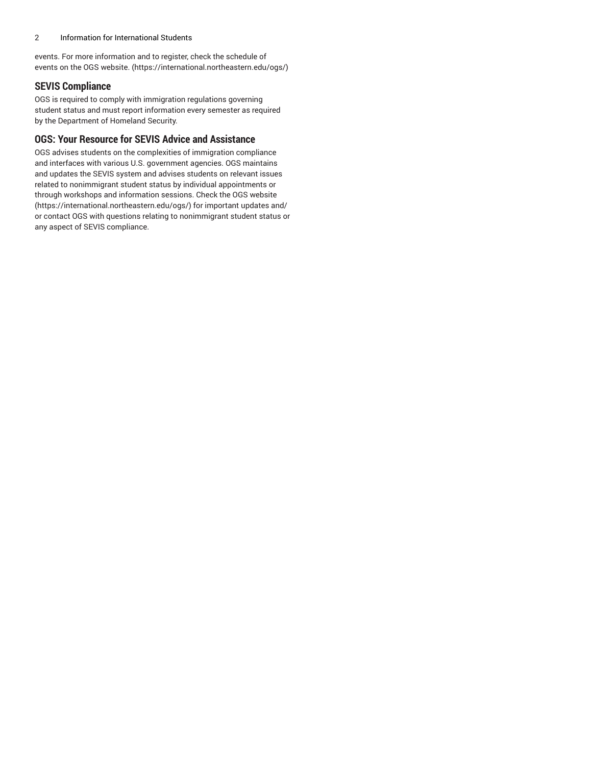events. For more information and to register, check the schedule of events on the OGS website. (https://international.northeastern.edu/ogs/)

## SEVIS Compliance

OGS is required to comply with immigration regulations governing student status and must report information every semester as required by the Department of Homeland Security.

## OGS: Your Resource for SEVIS Advice and Assistance

OGS advises students on the complexities of immigration compliance and interfaces with various U.S. government agencies. OGS maintains and updates the SEVIS system and advises students on relevant issues related to nonimmigrant student status by individual appointments or through workshops and information sessions. Check the OGS website (https://international.northeastern.edu/ogs/) for important updates and/or contact OGS with questions relating to nonimmigrant student status or any aspect of SEVIS compliance.